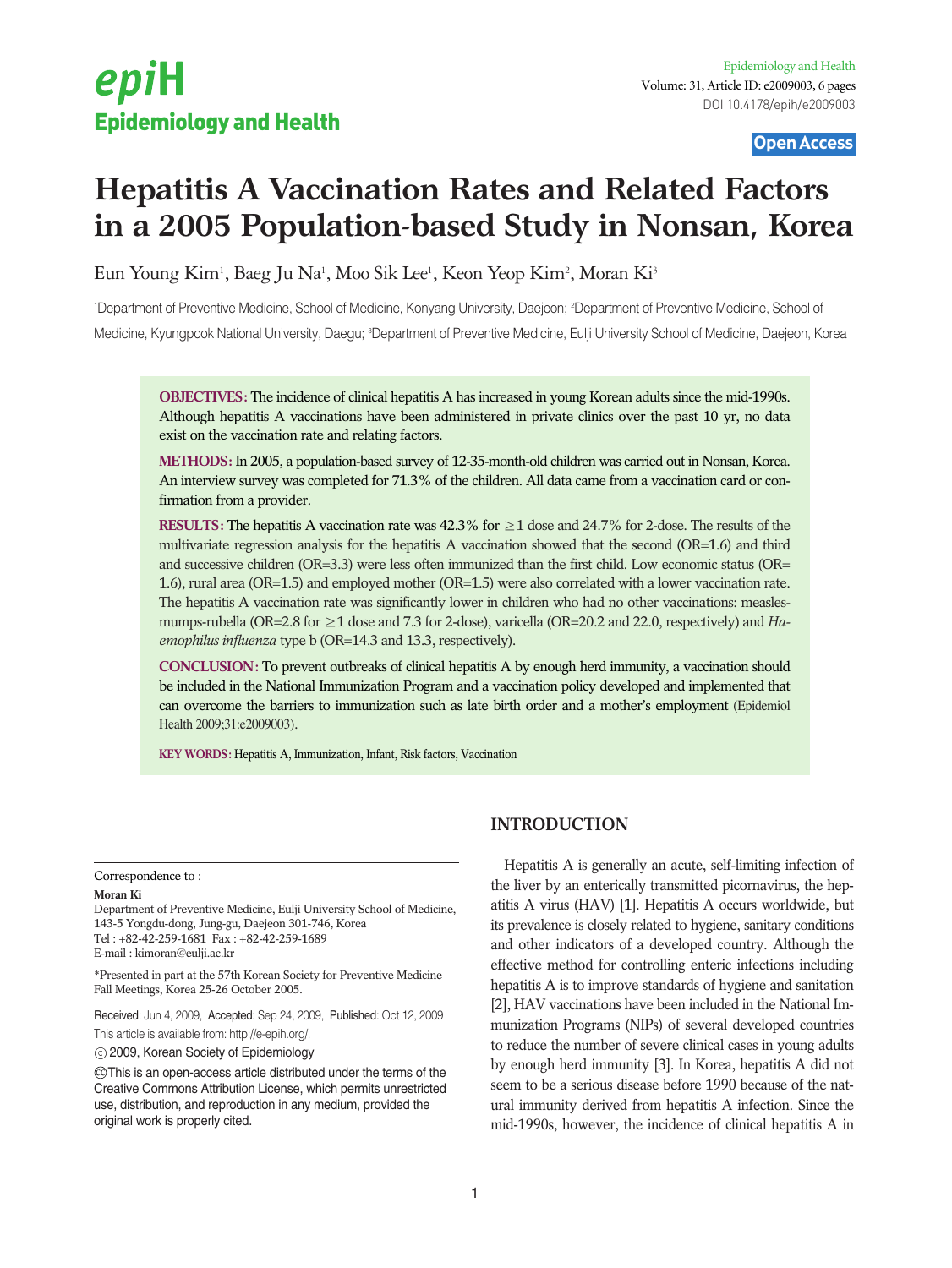# Hepatitis A Vaccination Rates and Related Factors in a 2005 Population-based Study in Nonsan, Korea

Eun Young Kim[1], Baeg Ju Na[1], Moo Sik Lee[1], Keon Yeop Kim[2], Moran Ki[3]

[1]Department of Preventive Medicine, School of Medicine, Konyang University, Daejeon; [2]Department of Preventive Medicine, School of Medicine, Kyungpook National University, Daegu; [3]Department of Preventive Medicine, Eulji University School of Medicine, Daejeon, Korea

**OBJECTIVES:** The incidence of clinical hepatitis A has increased in young Korean adults since the mid-1990s. Although hepatitis A vaccinations have been administered in private clinics over the past 10 yr, no data exist on the vaccination rate and relating factors.

**METHODS:** In 2005, a population-based survey of 12-35-month-old children was carried out in Nonsan, Korea. An interview survey was completed for 71.3% of the children. All data came from a vaccination card or confirmation from a provider.

**RESULTS:** The hepatitis A vaccination rate was 42.3% for ≥1 dose and 24.7% for 2-dose. The results of the multivariate regression analysis for the hepatitis A vaccination showed that the second (OR=1.6) and third and successive children (OR=3.3) were less often immunized than the first child. Low economic status (OR=1.6), rural area (OR=1.5) and employed mother (OR=1.5) were also correlated with a lower vaccination rate. The hepatitis A vaccination rate was significantly lower in children who had no other vaccinations: measles-mumps-rubella (OR=2.8 for ≥1 dose and 7.3 for 2-dose), varicella (OR=20.2 and 22.0, respectively) and *Haemophilus influenza* type b (OR=14.3 and 13.3, respectively).

**CONCLUSION:** To prevent outbreaks of clinical hepatitis A by enough herd immunity, a vaccination should be included in the National Immunization Program and a vaccination policy developed and implemented that can overcome the barriers to immunization such as late birth order and a mother's employment (Epidemiol Health 2009;31:e2009003).

**KEY WORDS:** Hepatitis A, Immunization, Infant, Risk factors, Vaccination

Correspondence to :
**Moran Ki**
Department of Preventive Medicine, Eulji University School of Medicine, 143-5 Yongdu-dong, Jung-gu, Daejeon 301-746, Korea
Tel : +82-42-259-1681 Fax : +82-42-259-1689
E-mail : kimoran@eulji.ac.kr

*Presented in part at the 57th Korean Society for Preventive Medicine Fall Meetings, Korea 25-26 October 2005.

Received: Jun 4, 2009, Accepted: Sep 24, 2009, Published: Oct 12, 2009
This article is available from: http://e-epih.org/.

ⓒ 2009, Korean Society of Epidemiology

This is an open-access article distributed under the terms of the Creative Commons Attribution License, which permits unrestricted use, distribution, and reproduction in any medium, provided the original work is properly cited.

## INTRODUCTION

Hepatitis A is generally an acute, self-limiting infection of the liver by an enterically transmitted picornavirus, the hepatitis A virus (HAV) [1]. Hepatitis A occurs worldwide, but its prevalence is closely related to hygiene, sanitary conditions and other indicators of a developed country. Although the effective method for controlling enteric infections including hepatitis A is to improve standards of hygiene and sanitation [2], HAV vaccinations have been included in the National Immunization Programs (NIPs) of several developed countries to reduce the number of severe clinical cases in young adults by enough herd immunity [3]. In Korea, hepatitis A did not seem to be a serious disease before 1990 because of the natural immunity derived from hepatitis A infection. Since the mid-1990s, however, the incidence of clinical hepatitis A in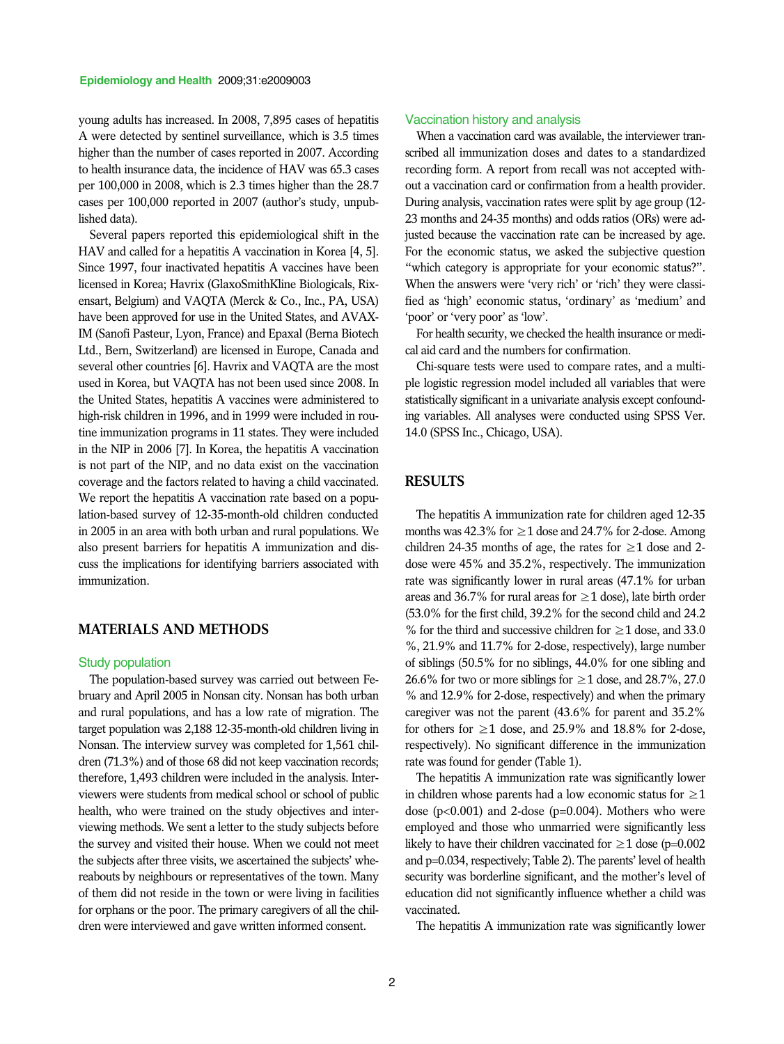young adults has increased. In 2008, 7,895 cases of hepatitis A were detected by sentinel surveillance, which is 3.5 times higher than the number of cases reported in 2007. According to health insurance data, the incidence of HAV was 65.3 cases per 100,000 in 2008, which is 2.3 times higher than the 28.7 cases per 100,000 reported in 2007 (author's study, unpublished data).

Several papers reported this epidemiological shift in the HAV and called for a hepatitis A vaccination in Korea [4, 5]. Since 1997, four inactivated hepatitis A vaccines have been licensed in Korea; Havrix (GlaxoSmithKline Biologicals, Rixensart, Belgium) and VAQTA (Merck & Co., Inc., PA, USA) have been approved for use in the United States, and AVAX-IM (Sanofi Pasteur, Lyon, France) and Epaxal (Berna Biotech Ltd., Bern, Switzerland) are licensed in Europe, Canada and several other countries [6]. Havrix and VAQTA are the most used in Korea, but VAQTA has not been used since 2008. In the United States, hepatitis A vaccines were administered to high-risk children in 1996, and in 1999 were included in routine immunization programs in 11 states. They were included in the NIP in 2006 [7]. In Korea, the hepatitis A vaccination is not part of the NIP, and no data exist on the vaccination coverage and the factors related to having a child vaccinated. We report the hepatitis A vaccination rate based on a population-based survey of 12-35-month-old children conducted in 2005 in an area with both urban and rural populations. We also present barriers for hepatitis A immunization and discuss the implications for identifying barriers associated with immunization.

## MATERIALS AND METHODS

### Study population

The population-based survey was carried out between February and April 2005 in Nonsan city. Nonsan has both urban and rural populations, and has a low rate of migration. The target population was 2,188 12-35-month-old children living in Nonsan. The interview survey was completed for 1,561 children (71.3%) and of those 68 did not keep vaccination records; therefore, 1,493 children were included in the analysis. Interviewers were students from medical school or school of public health, who were trained on the study objectives and interviewing methods. We sent a letter to the study subjects before the survey and visited their house. When we could not meet the subjects after three visits, we ascertained the subjects' whereabouts by neighbours or representatives of the town. Many of them did not reside in the town or were living in facilities for orphans or the poor. The primary caregivers of all the children were interviewed and gave written informed consent.

### Vaccination history and analysis

When a vaccination card was available, the interviewer transcribed all immunization doses and dates to a standardized recording form. A report from recall was not accepted without a vaccination card or confirmation from a health provider. During analysis, vaccination rates were split by age group (12-23 months and 24-35 months) and odds ratios (ORs) were adjusted because the vaccination rate can be increased by age. For the economic status, we asked the subjective question "which category is appropriate for your economic status?". When the answers were 'very rich' or 'rich' they were classified as 'high' economic status, 'ordinary' as 'medium' and 'poor' or 'very poor' as 'low'.

For health security, we checked the health insurance or medical aid card and the numbers for confirmation.

Chi-square tests were used to compare rates, and a multiple logistic regression model included all variables that were statistically significant in a univariate analysis except confounding variables. All analyses were conducted using SPSS Ver. 14.0 (SPSS Inc., Chicago, USA).

## RESULTS

The hepatitis A immunization rate for children aged 12-35 months was 42.3% for $\geq$1 dose and 24.7% for 2-dose. Among children 24-35 months of age, the rates for $\geq$1 dose and 2-dose were 45% and 35.2%, respectively. The immunization rate was significantly lower in rural areas (47.1% for urban areas and 36.7% for rural areas for $\geq$1 dose), late birth order (53.0% for the first child, 39.2% for the second child and 24.2 % for the third and successive children for $\geq$1 dose, and 33.0 %, 21.9% and 11.7% for 2-dose, respectively), large number of siblings (50.5% for no siblings, 44.0% for one sibling and 26.6% for two or more siblings for $\geq$1 dose, and 28.7%, 27.0 % and 12.9% for 2-dose, respectively) and when the primary caregiver was not the parent (43.6% for parent and 35.2% for others for $\geq$1 dose, and 25.9% and 18.8% for 2-dose, respectively). No significant difference in the immunization rate was found for gender (Table 1).

The hepatitis A immunization rate was significantly lower in children whose parents had a low economic status for $\geq$1 dose ($p<0.001$) and 2-dose ($p=0.004$). Mothers who were employed and those who unmarried were significantly less likely to have their children vaccinated for $\geq$1 dose ($p=0.002$ and $p=0.034$, respectively; Table 2). The parents' level of health security was borderline significant, and the mother's level of education did not significantly influence whether a child was vaccinated.

The hepatitis A immunization rate was significantly lower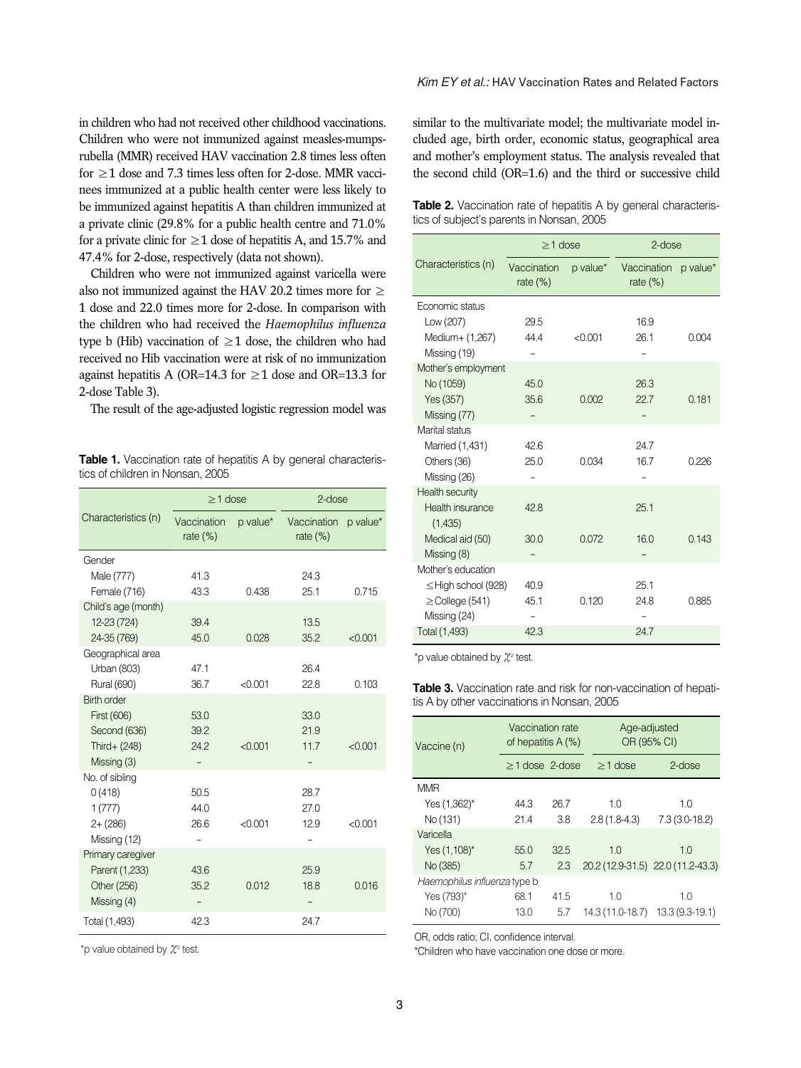in children who had not received other childhood vaccinations. Children who were not immunized against measles-mumps-rubella (MMR) received HAV vaccination 2.8 times less often for ≥1 dose and 7.3 times less often for 2-dose. MMR vaccinees immunized at a public health center were less likely to be immunized against hepatitis A than children immunized at a private clinic (29.8% for a public health centre and 71.0% for a private clinic for ≥1 dose of hepatitis A, and 15.7% and 47.4% for 2-dose, respectively (data not shown).

Children who were not immunized against varicella were also not immunized against the HAV 20.2 times more for ≥ 1 dose and 22.0 times more for 2-dose. In comparison with the children who had received the *Haemophilus influenza* type b (Hib) vaccination of ≥1 dose, the children who had received no Hib vaccination were at risk of no immunization against hepatitis A (OR=14.3 for ≥1 dose and OR=13.3 for 2-dose Table 3).

The result of the age-adjusted logistic regression model was similar to the multivariate model; the multivariate model included age, birth order, economic status, geographical area and mother's employment status. The analysis revealed that the second child (OR=1.6) and the third or successive child

**Table 1.** Vaccination rate of hepatitis A by general characteristics of children in Nonsan, 2005

| Characteristics (n) | ≥1 dose | | 2-dose | |
|---|---|---|---|---|
| | Vaccination rate (%) | p value* | Vaccination rate (%) | p value* |
| Gender | | | | |
| Male (777) | 41.3 | | 24.3 | |
| Female (716) | 43.3 | 0.438 | 25.1 | 0.715 |
| Child's age (month) | | | | |
| 12-23 (724) | 39.4 | | 13.5 | |
| 24-35 (769) | 45.0 | 0.028 | 35.2 | <0.001 |
| Geographical area | | | | |
| Urban (803) | 47.1 | | 26.4 | |
| Rural (690) | 36.7 | <0.001 | 22.8 | 0.103 |
| Birth order | | | | |
| First (606) | 53.0 | | 33.0 | |
| Second (636) | 39.2 | | 21.9 | |
| Third+ (248) | 24.2 | <0.001 | 11.7 | <0.001 |
| Missing (3) | – | | – | |
| No. of sibling | | | | |
| 0 (418) | 50.5 | | 28.7 | |
| 1 (777) | 44.0 | | 27.0 | |
| 2+ (286) | 26.6 | <0.001 | 12.9 | <0.001 |
| Missing (12) | – | | – | |
| Primary caregiver | | | | |
| Parent (1,233) | 43.6 | | 25.9 | |
| Other (256) | 35.2 | 0.012 | 18.8 | 0.016 |
| Missing (4) | – | | – | |
| Total (1,493) | 42.3 | | 24.7 | |

*p value obtained by $\chi^2$ test.

**Table 2.** Vaccination rate of hepatitis A by general characteristics of subject's parents in Nonsan, 2005

| Characteristics (n) | ≥1 dose | | 2-dose | |
|---|---|---|---|---|
| | Vaccination rate (%) | p value* | Vaccination rate (%) | p value* |
| Economic status | | | | |
| Low (207) | 29.5 | | 16.9 | |
| Medium+ (1,267) | 44.4 | <0.001 | 26.1 | 0.004 |
| Missing (19) | – | | – | |
| Mother's employment | | | | |
| No (1059) | 45.0 | | 26.3 | |
| Yes (357) | 35.6 | 0.002 | 22.7 | 0.181 |
| Missing (77) | – | | – | |
| Marital status | | | | |
| Married (1,431) | 42.6 | | 24.7 | |
| Others (36) | 25.0 | 0.034 | 16.7 | 0.226 |
| Missing (26) | – | | – | |
| Health security | | | | |
| Health insurance (1,435) | 42.8 | | 25.1 | |
| Medical aid (50) | 30.0 | 0.072 | 16.0 | 0.143 |
| Missing (8) | – | | – | |
| Mother's education | | | | |
| ≤High school (928) | 40.9 | | 25.1 | |
| ≥College (541) | 45.1 | 0.120 | 24.8 | 0.885 |
| Missing (24) | – | | – | |
| Total (1,493) | 42.3 | | 24.7 | |

*p value obtained by $\chi^2$ test.

**Table 3.** Vaccination rate and risk for non-vaccination of hepatitis A by other vaccinations in Nonsan, 2005

| Vaccine (n) | Vaccination rate of hepatitis A (%) | | Age-adjusted OR (95% CI) | |
|---|---|---|---|---|
| | ≥1 dose | 2-dose | ≥1 dose | 2-dose |
| MMR | | | | |
| Yes (1,362)* | 44.3 | 26.7 | 1.0 | 1.0 |
| No (131) | 21.4 | 3.8 | 2.8 (1.8-4.3) | 7.3 (3.0-18.2) |
| Varicella | | | | |
| Yes (1,108)* | 55.0 | 32.5 | 1.0 | 1.0 |
| No (385) | 5.7 | 2.3 | 20.2 (12.9-31.5) | 22.0 (11.2-43.3) |
| *Haemophilus influenza* type b | | | | |
| Yes (793)* | 68.1 | 41.5 | 1.0 | 1.0 |
| No (700) | 13.0 | 5.7 | 14.3 (11.0-18.7) | 13.3 (9.3-19.1) |

OR, odds ratio; CI, confidence interval.

*Children who have vaccination one dose or more.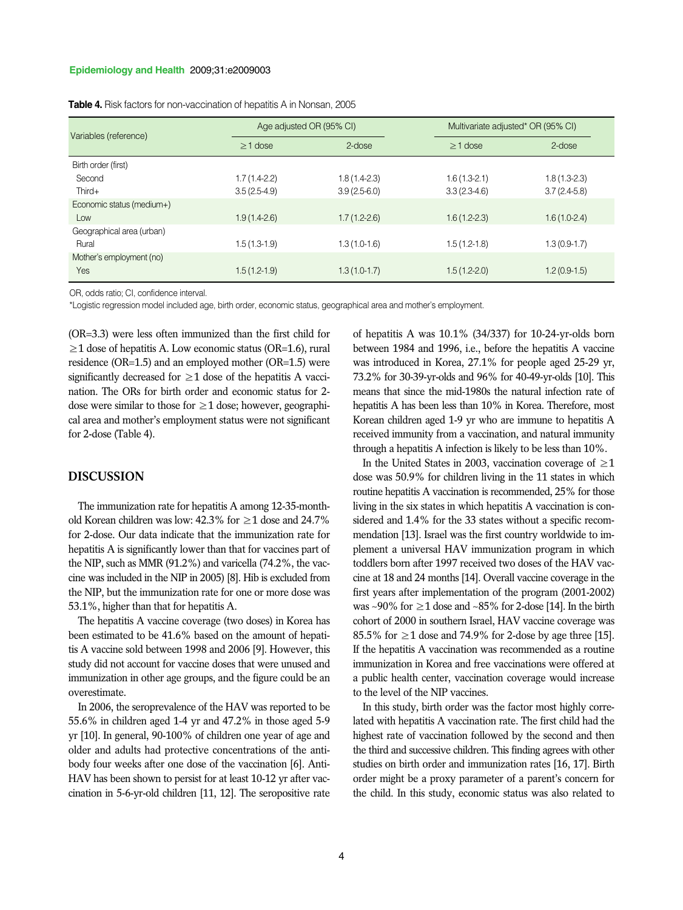**Table 4.** Risk factors for non-vaccination of hepatitis A in Nonsan, 2005

| Variables (reference) | Age adjusted OR (95% CI) | | Multivariate adjusted* OR (95% CI) | |
|---|---|---|---|---|
| | ≥1 dose | 2-dose | ≥1 dose | 2-dose |
| Birth order (first) | | | | |
| Second | 1.7 (1.4-2.2) | 1.8 (1.4-2.3) | 1.6 (1.3-2.1) | 1.8 (1.3-2.3) |
| Third+ | 3.5 (2.5-4.9) | 3.9 (2.5-6.0) | 3.3 (2.3-4.6) | 3.7 (2.4-5.8) |
| Economic status (medium+) | | | | |
| Low | 1.9 (1.4-2.6) | 1.7 (1.2-2.6) | 1.6 (1.2-2.3) | 1.6 (1.0-2.4) |
| Geographical area (urban) | | | | |
| Rural | 1.5 (1.3-1.9) | 1.3 (1.0-1.6) | 1.5 (1.2-1.8) | 1.3 (0.9-1.7) |
| Mother's employment (no) | | | | |
| Yes | 1.5 (1.2-1.9) | 1.3 (1.0-1.7) | 1.5 (1.2-2.0) | 1.2 (0.9-1.5) |

OR, odds ratio; CI, confidence interval.

*Logistic regression model included age, birth order, economic status, geographical area and mother's employment.

(OR=3.3) were less often immunized than the first child for ≥1 dose of hepatitis A. Low economic status (OR=1.6), rural residence (OR=1.5) and an employed mother (OR=1.5) were significantly decreased for ≥1 dose of the hepatitis A vaccination. The ORs for birth order and economic status for 2-dose were similar to those for ≥1 dose; however, geographical area and mother's employment status were not significant for 2-dose (Table 4).

## DISCUSSION

The immunization rate for hepatitis A among 12-35-month-old Korean children was low: 42.3% for ≥1 dose and 24.7% for 2-dose. Our data indicate that the immunization rate for hepatitis A is significantly lower than that for vaccines part of the NIP, such as MMR (91.2%) and varicella (74.2%, the vaccine was included in the NIP in 2005) [8]. Hib is excluded from the NIP, but the immunization rate for one or more dose was 53.1%, higher than that for hepatitis A.

The hepatitis A vaccine coverage (two doses) in Korea has been estimated to be 41.6% based on the amount of hepatitis A vaccine sold between 1998 and 2006 [9]. However, this study did not account for vaccine doses that were unused and immunization in other age groups, and the figure could be an overestimate.

In 2006, the seroprevalence of the HAV was reported to be 55.6% in children aged 1-4 yr and 47.2% in those aged 5-9 yr [10]. In general, 90-100% of children one year of age and older and adults had protective concentrations of the antibody four weeks after one dose of the vaccination [6]. Anti-HAV has been shown to persist for at least 10-12 yr after vaccination in 5-6-yr-old children [11, 12]. The seropositive rate of hepatitis A was 10.1% (34/337) for 10-24-yr-olds born between 1984 and 1996, i.e., before the hepatitis A vaccine was introduced in Korea, 27.1% for people aged 25-29 yr, 73.2% for 30-39-yr-olds and 96% for 40-49-yr-olds [10]. This means that since the mid-1980s the natural infection rate of hepatitis A has been less than 10% in Korea. Therefore, most Korean children aged 1-9 yr who are immune to hepatitis A received immunity from a vaccination, and natural immunity through a hepatitis A infection is likely to be less than 10%.

In the United States in 2003, vaccination coverage of ≥1 dose was 50.9% for children living in the 11 states in which routine hepatitis A vaccination is recommended, 25% for those living in the six states in which hepatitis A vaccination is considered and 1.4% for the 33 states without a specific recommendation [13]. Israel was the first country worldwide to implement a universal HAV immunization program in which toddlers born after 1997 received two doses of the HAV vaccine at 18 and 24 months [14]. Overall vaccine coverage in the first years after implementation of the program (2001-2002) was ~90% for ≥1 dose and ~85% for 2-dose [14]. In the birth cohort of 2000 in southern Israel, HAV vaccine coverage was 85.5% for ≥1 dose and 74.9% for 2-dose by age three [15]. If the hepatitis A vaccination was recommended as a routine immunization in Korea and free vaccinations were offered at a public health center, vaccination coverage would increase to the level of the NIP vaccines.

In this study, birth order was the factor most highly correlated with hepatitis A vaccination rate. The first child had the highest rate of vaccination followed by the second and then the third and successive children. This finding agrees with other studies on birth order and immunization rates [16, 17]. Birth order might be a proxy parameter of a parent's concern for the child. In this study, economic status was also related to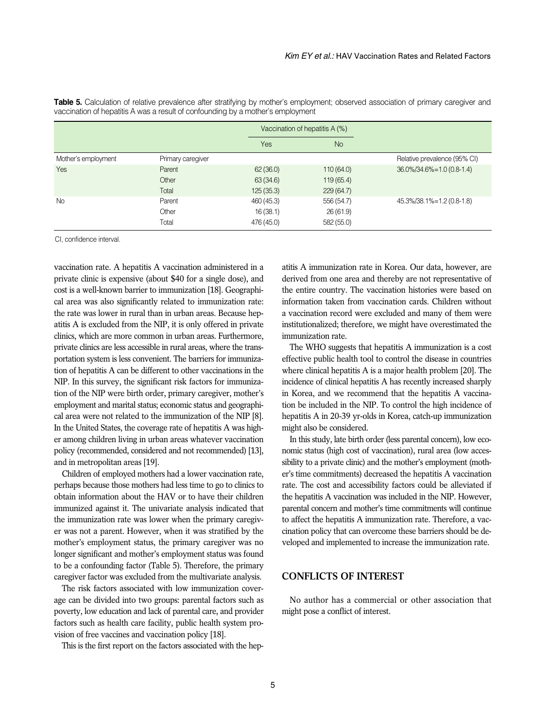**Table 5.** Calculation of relative prevalence after stratifying by mother's employment; observed association of primary caregiver and vaccination of hepatitis A was a result of confounding by a mother's employment

| | | Vaccination of hepatitis A (%) | | |
|---|---|---|---|---|
| | | Yes | No | |
| Mother's employment | Primary caregiver | | | Relative prevalence (95% CI) |
| Yes | Parent | 62 (36.0) | 110 (64.0) | 36.0%/34.6%=1.0 (0.8-1.4) |
| | Other | 63 (34.6) | 119 (65.4) | |
| | Total | 125 (35.3) | 229 (64.7) | |
| No | Parent | 460 (45.3) | 556 (54.7) | 45.3%/38.1%=1.2 (0.8-1.8) |
| | Other | 16 (38.1) | 26 (61.9) | |
| | Total | 476 (45.0) | 582 (55.0) | |

CI, confidence interval.

vaccination rate. A hepatitis A vaccination administered in a private clinic is expensive (about $40 for a single dose), and cost is a well-known barrier to immunization [18]. Geographical area was also significantly related to immunization rate: the rate was lower in rural than in urban areas. Because hepatitis A is excluded from the NIP, it is only offered in private clinics, which are more common in urban areas. Furthermore, private clinics are less accessible in rural areas, where the transportation system is less convenient. The barriers for immunization of hepatitis A can be different to other vaccinations in the NIP. In this survey, the significant risk factors for immunization of the NIP were birth order, primary caregiver, mother's employment and marital status; economic status and geographical area were not related to the immunization of the NIP [8]. In the United States, the coverage rate of hepatitis A was higher among children living in urban areas whatever vaccination policy (recommended, considered and not recommended) [13], and in metropolitan areas [19].

Children of employed mothers had a lower vaccination rate, perhaps because those mothers had less time to go to clinics to obtain information about the HAV or to have their children immunized against it. The univariate analysis indicated that the immunization rate was lower when the primary caregiver was not a parent. However, when it was stratified by the mother's employment status, the primary caregiver was no longer significant and mother's employment status was found to be a confounding factor (Table 5). Therefore, the primary caregiver factor was excluded from the multivariate analysis.

The risk factors associated with low immunization coverage can be divided into two groups: parental factors such as poverty, low education and lack of parental care, and provider factors such as health care facility, public health system provision of free vaccines and vaccination policy [18].

This is the first report on the factors associated with the hepatitis A immunization rate in Korea. Our data, however, are derived from one area and thereby are not representative of the entire country. The vaccination histories were based on information taken from vaccination cards. Children without a vaccination record were excluded and many of them were institutionalized; therefore, we might have overestimated the immunization rate.

The WHO suggests that hepatitis A immunization is a cost effective public health tool to control the disease in countries where clinical hepatitis A is a major health problem [20]. The incidence of clinical hepatitis A has recently increased sharply in Korea, and we recommend that the hepatitis A vaccination be included in the NIP. To control the high incidence of hepatitis A in 20-39 yr-olds in Korea, catch-up immunization might also be considered.

In this study, late birth order (less parental concern), low economic status (high cost of vaccination), rural area (low accessibility to a private clinic) and the mother's employment (mother's time commitments) decreased the hepatitis A vaccination rate. The cost and accessibility factors could be alleviated if the hepatitis A vaccination was included in the NIP. However, parental concern and mother's time commitments will continue to affect the hepatitis A immunization rate. Therefore, a vaccination policy that can overcome these barriers should be developed and implemented to increase the immunization rate.

## CONFLICTS OF INTEREST

No author has a commercial or other association that might pose a conflict of interest.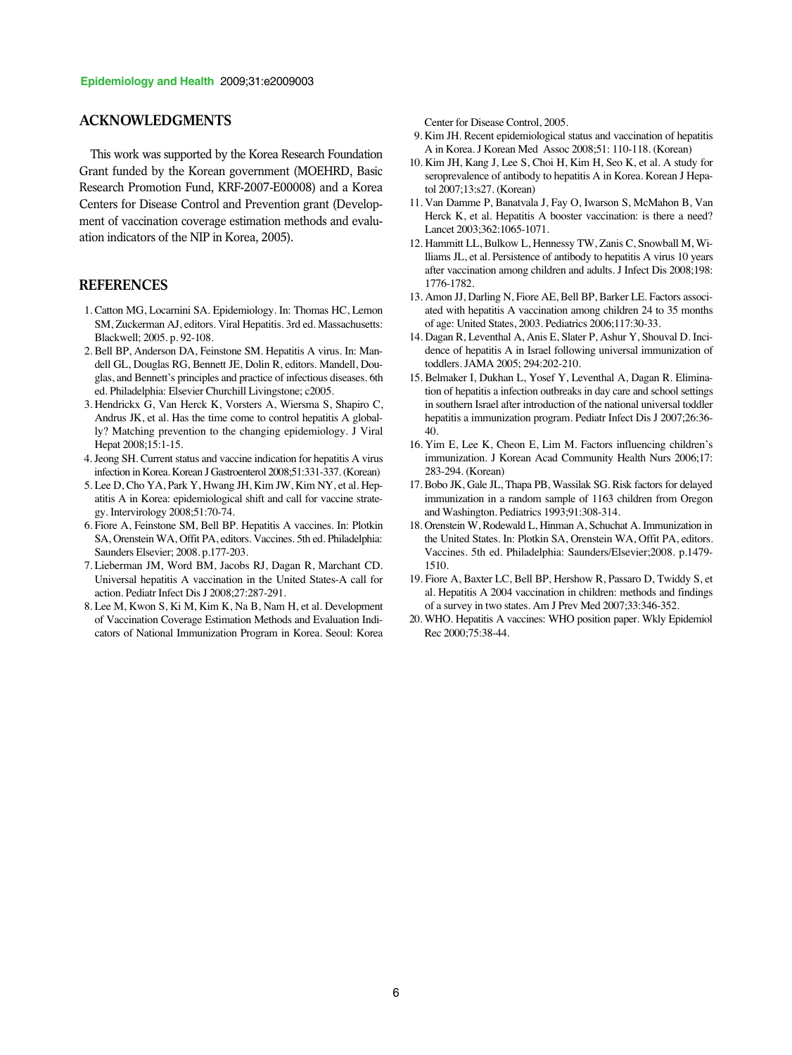## ACKNOWLEDGMENTS

This work was supported by the Korea Research Foundation Grant funded by the Korean government (MOEHRD, Basic Research Promotion Fund, KRF-2007-E00008) and a Korea Centers for Disease Control and Prevention grant (Development of vaccination coverage estimation methods and evaluation indicators of the NIP in Korea, 2005).

## REFERENCES

1. Catton MG, Locarnini SA. Epidemiology. In: Thomas HC, Lemon SM, Zuckerman AJ, editors. Viral Hepatitis. 3rd ed. Massachusetts: Blackwell; 2005. p. 92-108.
2. Bell BP, Anderson DA, Feinstone SM. Hepatitis A virus. In: Mandell GL, Douglas RG, Bennett JE, Dolin R, editors. Mandell, Douglas, and Bennett's principles and practice of infectious diseases. 6th ed. Philadelphia: Elsevier Churchill Livingstone; c2005.
3. Hendrickx G, Van Herck K, Vorsters A, Wiersma S, Shapiro C, Andrus JK, et al. Has the time come to control hepatitis A globally? Matching prevention to the changing epidemiology. J Viral Hepat 2008;15:1-15.
4. Jeong SH. Current status and vaccine indication for hepatitis A virus infection in Korea. Korean J Gastroenterol 2008;51:331-337. (Korean)
5. Lee D, Cho YA, Park Y, Hwang JH, Kim JW, Kim NY, et al. Hepatitis A in Korea: epidemiological shift and call for vaccine strategy. Intervirology 2008;51:70-74.
6. Fiore A, Feinstone SM, Bell BP. Hepatitis A vaccines. In: Plotkin SA, Orenstein WA, Offit PA, editors. Vaccines. 5th ed. Philadelphia: Saunders Elsevier; 2008. p.177-203.
7. Lieberman JM, Word BM, Jacobs RJ, Dagan R, Marchant CD. Universal hepatitis A vaccination in the United States-A call for action. Pediatr Infect Dis J 2008;27:287-291.
8. Lee M, Kwon S, Ki M, Kim K, Na B, Nam H, et al. Development of Vaccination Coverage Estimation Methods and Evaluation Indicators of National Immunization Program in Korea. Seoul: Korea Center for Disease Control, 2005.
9. Kim JH. Recent epidemiological status and vaccination of hepatitis A in Korea. J Korean Med Assoc 2008;51: 110-118. (Korean)
10. Kim JH, Kang J, Lee S, Choi H, Kim H, Seo K, et al. A study for seroprevalence of antibody to hepatitis A in Korea. Korean J Hepatol 2007;13:s27. (Korean)
11. Van Damme P, Banatvala J, Fay O, Iwarson S, McMahon B, Van Herck K, et al. Hepatitis A booster vaccination: is there a need? Lancet 2003;362:1065-1071.
12. Hammitt LL, Bulkow L, Hennessy TW, Zanis C, Snowball M, Williams JL, et al. Persistence of antibody to hepatitis A virus 10 years after vaccination among children and adults. J Infect Dis 2008;198: 1776-1782.
13. Amon JJ, Darling N, Fiore AE, Bell BP, Barker LE. Factors associated with hepatitis A vaccination among children 24 to 35 months of age: United States, 2003. Pediatrics 2006;117:30-33.
14. Dagan R, Leventhal A, Anis E, Slater P, Ashur Y, Shouval D. Incidence of hepatitis A in Israel following universal immunization of toddlers. JAMA 2005; 294:202-210.
15. Belmaker I, Dukhan L, Yosef Y, Leventhal A, Dagan R. Elimination of hepatitis a infection outbreaks in day care and school settings in southern Israel after introduction of the national universal toddler hepatitis a immunization program. Pediatr Infect Dis J 2007;26:36-40.
16. Yim E, Lee K, Cheon E, Lim M. Factors influencing children's immunization. J Korean Acad Community Health Nurs 2006;17: 283-294. (Korean)
17. Bobo JK, Gale JL, Thapa PB, Wassilak SG. Risk factors for delayed immunization in a random sample of 1163 children from Oregon and Washington. Pediatrics 1993;91:308-314.
18. Orenstein W, Rodewald L, Hinman A, Schuchat A. Immunization in the United States. In: Plotkin SA, Orenstein WA, Offit PA, editors. Vaccines. 5th ed. Philadelphia: Saunders/Elsevier;2008. p.1479-1510.
19. Fiore A, Baxter LC, Bell BP, Hershow R, Passaro D, Twiddy S, et al. Hepatitis A 2004 vaccination in children: methods and findings of a survey in two states. Am J Prev Med 2007;33:346-352.
20. WHO. Hepatitis A vaccines: WHO position paper. Wkly Epidemiol Rec 2000;75:38-44.